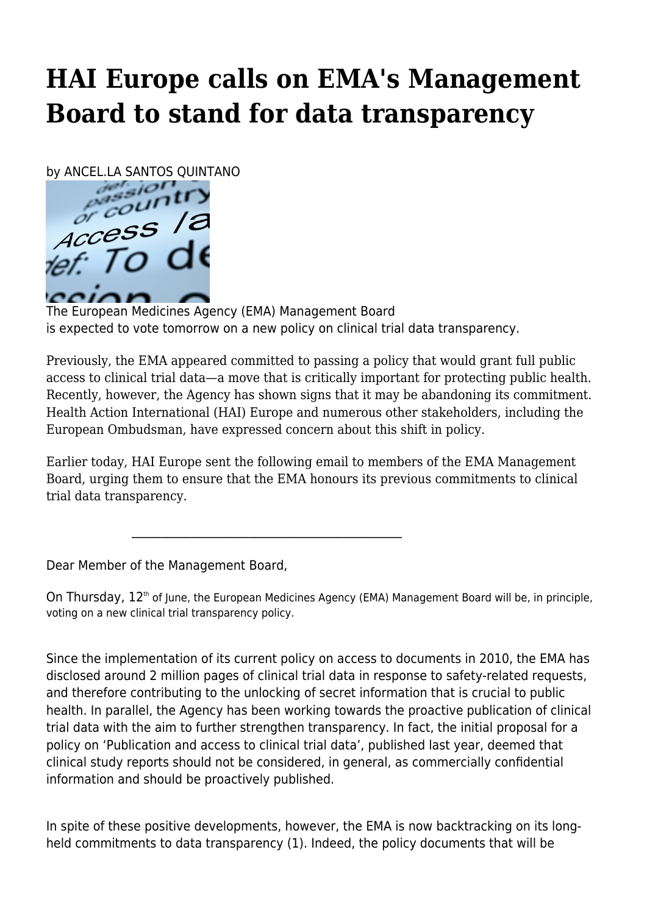# HAI Europe calls on EMA's Management Board to stand for data transparency

by ANCEL.LA SANTOS QUINTANO

The European Medicines Agency (EMA) Management Board is expected to vote tomorrow on a new policy on clinical trial data transparency.

Previously, the EMA appeared committed to passing a policy that would grant full public access to clinical trial data—a move that is critically important for protecting public health. Recently, however, the Agency has shown signs that it may be abandoning its commitment. Health Action International (HAI) Europe and numerous other stakeholders, including the European Ombudsman, have expressed concern about this shift in policy.

Earlier today, HAI Europe sent the following email to members of the EMA Management Board, urging them to ensure that the EMA honours its previous commitments to clinical trial data transparency.

---

Dear Member of the Management Board,

On Thursday, 12th of June, the European Medicines Agency (EMA) Management Board will be, in principle, voting on a new clinical trial transparency policy.

Since the implementation of its current policy on access to documents in 2010, the EMA has disclosed around 2 million pages of clinical trial data in response to safety-related requests, and therefore contributing to the unlocking of secret information that is crucial to public health. In parallel, the Agency has been working towards the proactive publication of clinical trial data with the aim to further strengthen transparency. In fact, the initial proposal for a policy on 'Publication and access to clinical trial data', published last year, deemed that clinical study reports should not be considered, in general, as commercially confidential information and should be proactively published.

In spite of these positive developments, however, the EMA is now backtracking on its long-held commitments to data transparency (1). Indeed, the policy documents that will be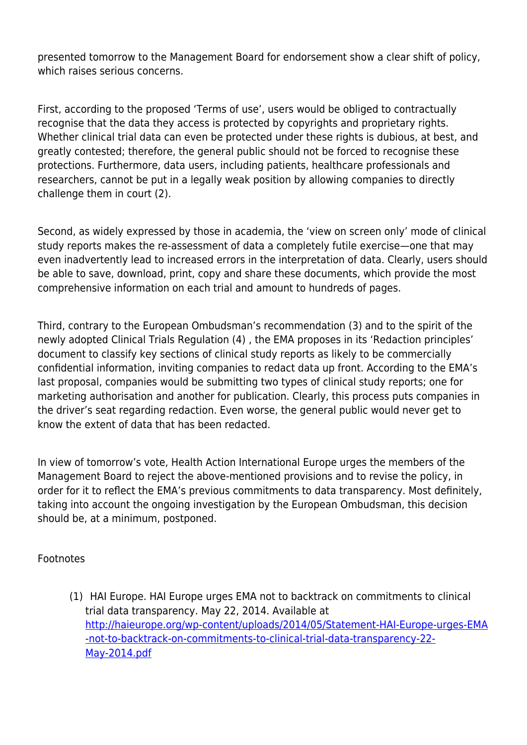presented tomorrow to the Management Board for endorsement show a clear shift of policy, which raises serious concerns.

First, according to the proposed 'Terms of use', users would be obliged to contractually recognise that the data they access is protected by copyrights and proprietary rights. Whether clinical trial data can even be protected under these rights is dubious, at best, and greatly contested; therefore, the general public should not be forced to recognise these protections. Furthermore, data users, including patients, healthcare professionals and researchers, cannot be put in a legally weak position by allowing companies to directly challenge them in court (2).

Second, as widely expressed by those in academia, the 'view on screen only' mode of clinical study reports makes the re-assessment of data a completely futile exercise—one that may even inadvertently lead to increased errors in the interpretation of data. Clearly, users should be able to save, download, print, copy and share these documents, which provide the most comprehensive information on each trial and amount to hundreds of pages.

Third, contrary to the European Ombudsman's recommendation (3) and to the spirit of the newly adopted Clinical Trials Regulation (4) , the EMA proposes in its 'Redaction principles' document to classify key sections of clinical study reports as likely to be commercially confidential information, inviting companies to redact data up front. According to the EMA's last proposal, companies would be submitting two types of clinical study reports; one for marketing authorisation and another for publication. Clearly, this process puts companies in the driver's seat regarding redaction. Even worse, the general public would never get to know the extent of data that has been redacted.

In view of tomorrow's vote, Health Action International Europe urges the members of the Management Board to reject the above-mentioned provisions and to revise the policy, in order for it to reflect the EMA's previous commitments to data transparency. Most definitely, taking into account the ongoing investigation by the European Ombudsman, this decision should be, at a minimum, postponed.

Footnotes

(1) HAI Europe. HAI Europe urges EMA not to backtrack on commitments to clinical trial data transparency. May 22, 2014. Available at [http://haieurope.org/wp-content/uploads/2014/05/Statement-HAI-Europe-urges-EMA-not-to-backtrack-on-commitments-to-clinical-trial-data-transparency-22-May-2014.pdf](http://haieurope.org/wp-content/uploads/2014/05/Statement-HAI-Europe-urges-EMA-not-to-backtrack-on-commitments-to-clinical-trial-data-transparency-22-May-2014.pdf)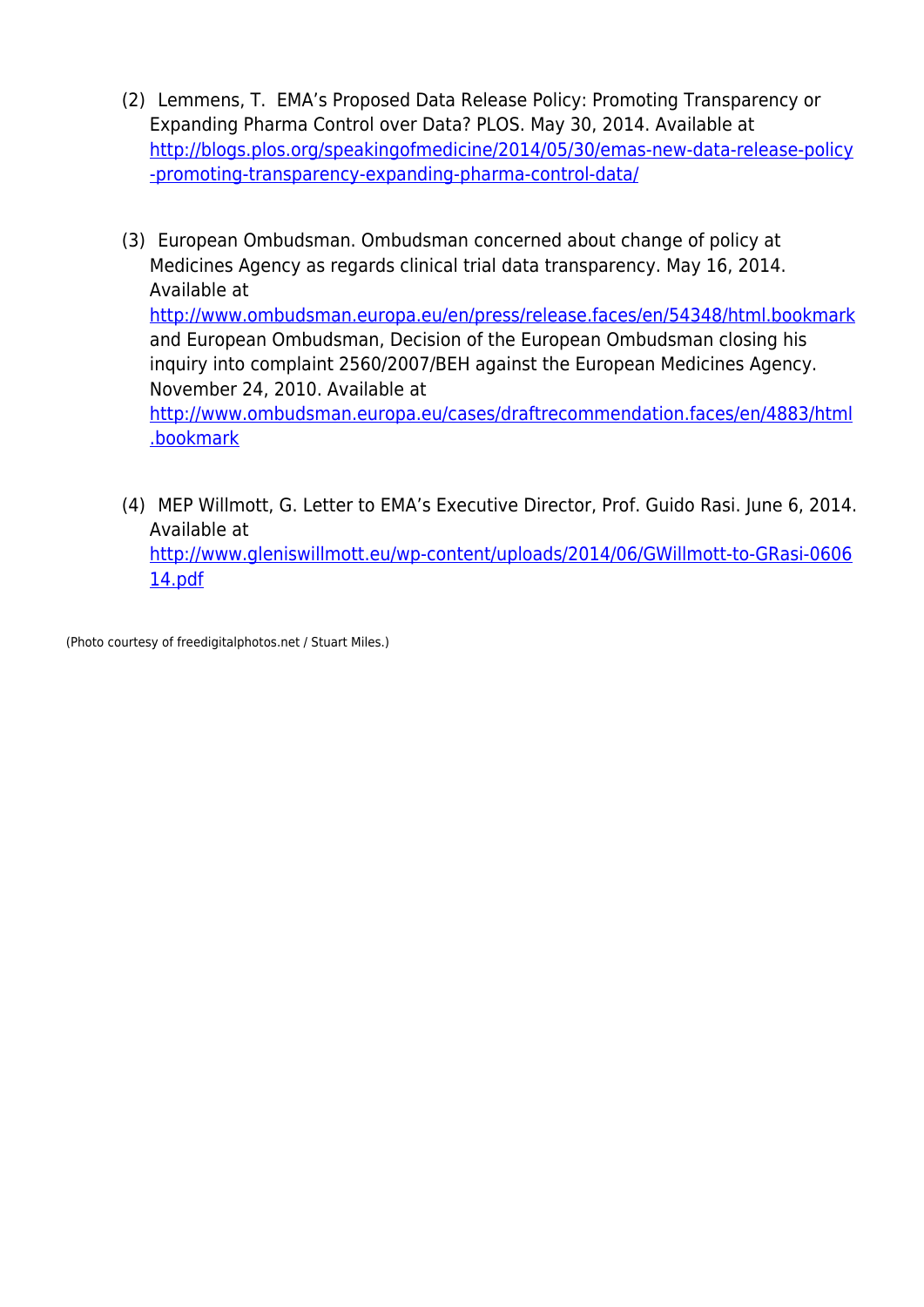(2) Lemmens, T. EMA's Proposed Data Release Policy: Promoting Transparency or Expanding Pharma Control over Data? PLOS. May 30, 2014. Available at [http://blogs.plos.org/speakingofmedicine/2014/05/30/emas-new-data-release-policy-promoting-transparency-expanding-pharma-control-data/](http://blogs.plos.org/speakingofmedicine/2014/05/30/emas-new-data-release-policy-promoting-transparency-expanding-pharma-control-data/)

(3) European Ombudsman. Ombudsman concerned about change of policy at Medicines Agency as regards clinical trial data transparency. May 16, 2014. Available at [http://www.ombudsman.europa.eu/en/press/release.faces/en/54348/html.bookmark](http://www.ombudsman.europa.eu/en/press/release.faces/en/54348/html.bookmark) and European Ombudsman, Decision of the European Ombudsman closing his inquiry into complaint 2560/2007/BEH against the European Medicines Agency. November 24, 2010. Available at [http://www.ombudsman.europa.eu/cases/draftrecommendation.faces/en/4883/html.bookmark](http://www.ombudsman.europa.eu/cases/draftrecommendation.faces/en/4883/html.bookmark)

(4) MEP Willmott, G. Letter to EMA's Executive Director, Prof. Guido Rasi. June 6, 2014. Available at [http://www.gleniswillmott.eu/wp-content/uploads/2014/06/GWillmott-to-GRasi-060614.pdf](http://www.gleniswillmott.eu/wp-content/uploads/2014/06/GWillmott-to-GRasi-060614.pdf)

(Photo courtesy of freedigitalphotos.net / Stuart Miles.)